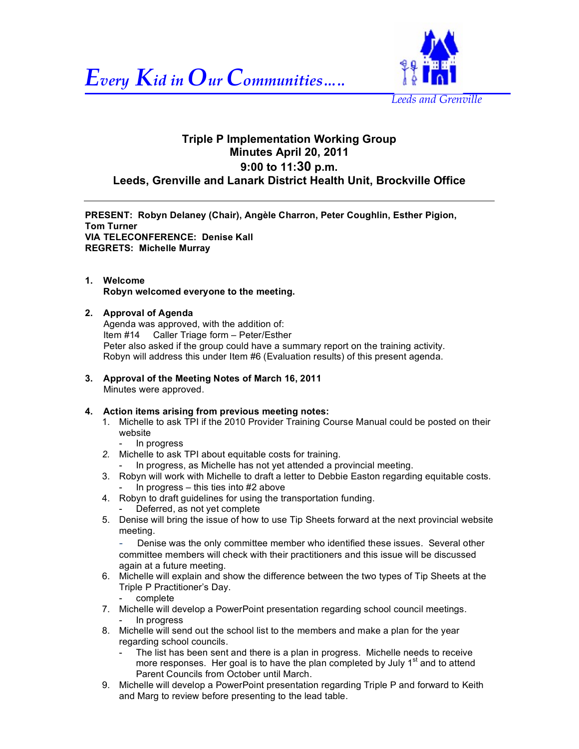*Every Kid in Our Communities…..*

*Leeds and Grenville*

# Triple P Implementation Working Group
## Minutes April 20, 2011
## 9:00 to 11:30 p.m.
## Leeds, Grenville and Lanark District Health Unit, Brockville Office

---

**PRESENT: Robyn Delaney (Chair), Angèle Charron, Peter Coughlin, Esther Pigion, Tom Turner**
**VIA TELECONFERENCE: Denise Kall**
**REGRETS: Michelle Murray**

1. **Welcome**
   **Robyn welcomed everyone to the meeting.**

2. **Approval of Agenda**
   Agenda was approved, with the addition of:
   Item #14 Caller Triage form – Peter/Esther
   Peter also asked if the group could have a summary report on the training activity. Robyn will address this under Item #6 (Evaluation results) of this present agenda.

3. **Approval of the Meeting Notes of March 16, 2011**
   Minutes were approved.

4. **Action items arising from previous meeting notes:**
   1. Michelle to ask TPI if the 2010 Provider Training Course Manual could be posted on their website
      - In progress
   2. Michelle to ask TPI about equitable costs for training.
      - In progress, as Michelle has not yet attended a provincial meeting.
   3. Robyn will work with Michelle to draft a letter to Debbie Easton regarding equitable costs.
      - In progress – this ties into #2 above
   4. Robyn to draft guidelines for using the transportation funding.
      - Deferred, as not yet complete
   5. Denise will bring the issue of how to use Tip Sheets forward at the next provincial website meeting.
      - Denise was the only committee member who identified these issues. Several other committee members will check with their practitioners and this issue will be discussed again at a future meeting.
   6. Michelle will explain and show the difference between the two types of Tip Sheets at the Triple P Practitioner's Day.
      - complete
   7. Michelle will develop a PowerPoint presentation regarding school council meetings.
      - In progress
   8. Michelle will send out the school list to the members and make a plan for the year regarding school councils.
      - The list has been sent and there is a plan in progress. Michelle needs to receive more responses. Her goal is to have the plan completed by July 1st and to attend Parent Councils from October until March.
   9. Michelle will develop a PowerPoint presentation regarding Triple P and forward to Keith and Marg to review before presenting to the lead table.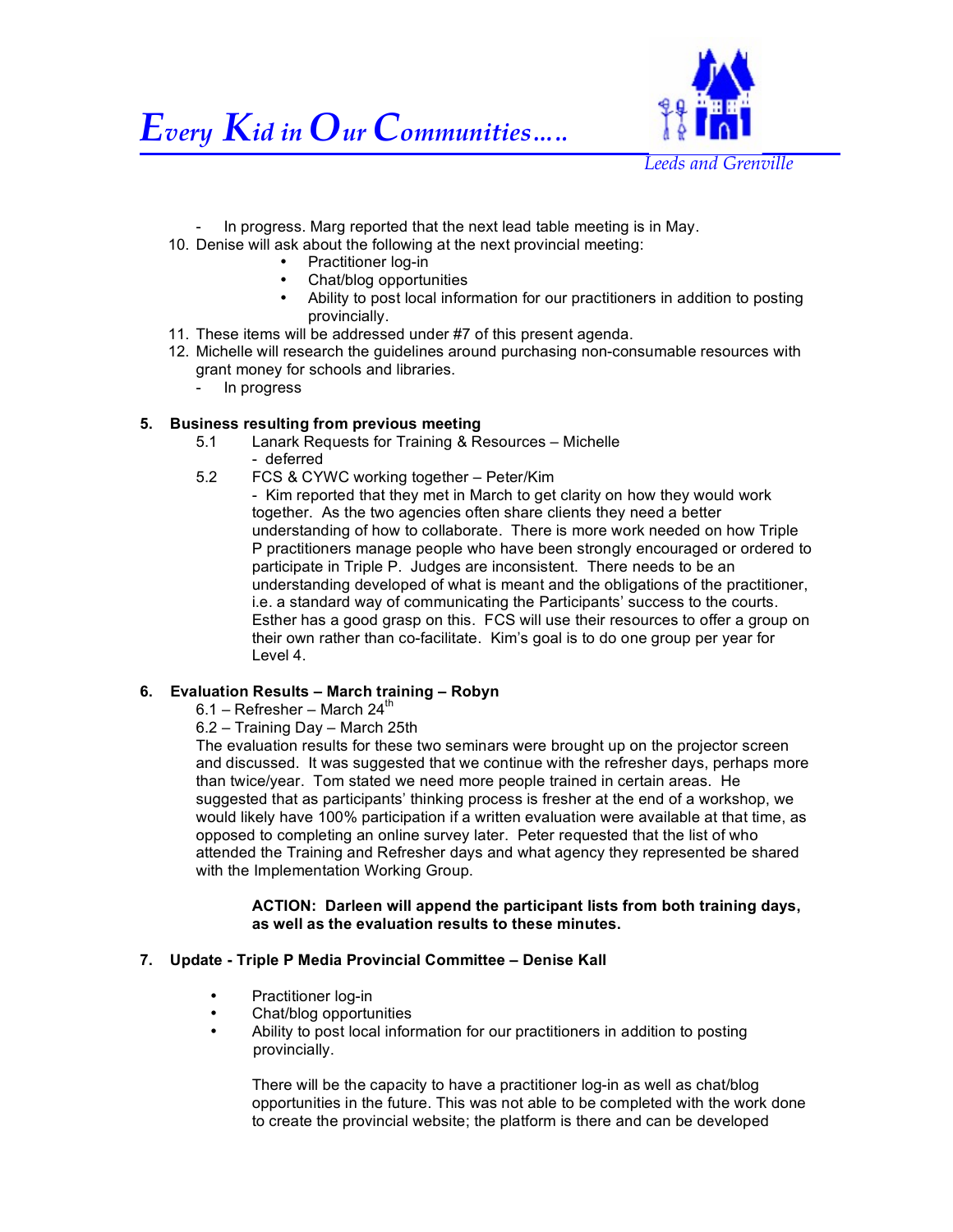- In progress. Marg reported that the next lead table meeting is in May.

10. Denise will ask about the following at the next provincial meeting:
    - Practitioner log-in
    - Chat/blog opportunities
    - Ability to post local information for our practitioners in addition to posting provincially.
11. These items will be addressed under #7 of this present agenda.
12. Michelle will research the guidelines around purchasing non-consumable resources with grant money for schools and libraries.
    - In progress

**5. Business resulting from previous meeting**

5.1 Lanark Requests for Training & Resources – Michelle
- deferred

5.2 FCS & CYWC working together – Peter/Kim
- Kim reported that they met in March to get clarity on how they would work together. As the two agencies often share clients they need a better understanding of how to collaborate. There is more work needed on how Triple P practitioners manage people who have been strongly encouraged or ordered to participate in Triple P. Judges are inconsistent. There needs to be an understanding developed of what is meant and the obligations of the practitioner, i.e. a standard way of communicating the Participants' success to the courts. Esther has a good grasp on this. FCS will use their resources to offer a group on their own rather than co-facilitate. Kim's goal is to do one group per year for Level 4.

**6. Evaluation Results – March training – Robyn**

6.1 – Refresher – March 24th
6.2 – Training Day – March 25th

The evaluation results for these two seminars were brought up on the projector screen and discussed. It was suggested that we continue with the refresher days, perhaps more than twice/year. Tom stated we need more people trained in certain areas. He suggested that as participants' thinking process is fresher at the end of a workshop, we would likely have 100% participation if a written evaluation were available at that time, as opposed to completing an online survey later. Peter requested that the list of who attended the Training and Refresher days and what agency they represented be shared with the Implementation Working Group.

**ACTION: Darleen will append the participant lists from both training days, as well as the evaluation results to these minutes.**

**7. Update - Triple P Media Provincial Committee – Denise Kall**

- Practitioner log-in
- Chat/blog opportunities
- Ability to post local information for our practitioners in addition to posting provincially.

There will be the capacity to have a practitioner log-in as well as chat/blog opportunities in the future. This was not able to be completed with the work done to create the provincial website; the platform is there and can be developed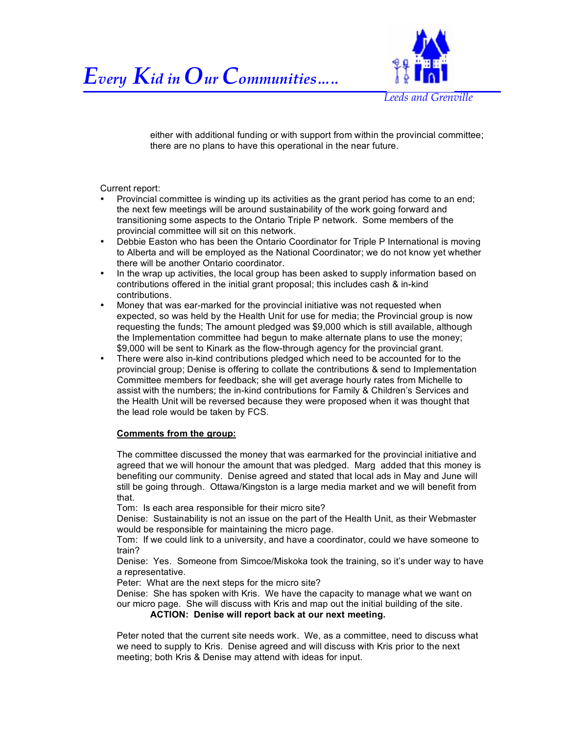either with additional funding or with support from within the provincial committee; there are no plans to have this operational in the near future.

Current report:

- Provincial committee is winding up its activities as the grant period has come to an end; the next few meetings will be around sustainability of the work going forward and transitioning some aspects to the Ontario Triple P network. Some members of the provincial committee will sit on this network.
- Debbie Easton who has been the Ontario Coordinator for Triple P International is moving to Alberta and will be employed as the National Coordinator; we do not know yet whether there will be another Ontario coordinator.
- In the wrap up activities, the local group has been asked to supply information based on contributions offered in the initial grant proposal; this includes cash & in-kind contributions.
- Money that was ear-marked for the provincial initiative was not requested when expected, so was held by the Health Unit for use for media; the Provincial group is now requesting the funds; The amount pledged was $9,000 which is still available, although the Implementation committee had begun to make alternate plans to use the money; $9,000 will be sent to Kinark as the flow-through agency for the provincial grant.
- There were also in-kind contributions pledged which need to be accounted for to the provincial group; Denise is offering to collate the contributions & send to Implementation Committee members for feedback; she will get average hourly rates from Michelle to assist with the numbers; the in-kind contributions for Family & Children's Services and the Health Unit will be reversed because they were proposed when it was thought that the lead role would be taken by FCS.

**Comments from the group:**

The committee discussed the money that was earmarked for the provincial initiative and agreed that we will honour the amount that was pledged. Marg added that this money is benefiting our community. Denise agreed and stated that local ads in May and June will still be going through. Ottawa/Kingston is a large media market and we will benefit from that.

Tom: Is each area responsible for their micro site?

Denise: Sustainability is not an issue on the part of the Health Unit, as their Webmaster would be responsible for maintaining the micro page.

Tom: If we could link to a university, and have a coordinator, could we have someone to train?

Denise: Yes. Someone from Simcoe/Miskoka took the training, so it's under way to have a representative.

Peter: What are the next steps for the micro site?

Denise: She has spoken with Kris. We have the capacity to manage what we want on our micro page. She will discuss with Kris and map out the initial building of the site.

**ACTION: Denise will report back at our next meeting.**

Peter noted that the current site needs work. We, as a committee, need to discuss what we need to supply to Kris. Denise agreed and will discuss with Kris prior to the next meeting; both Kris & Denise may attend with ideas for input.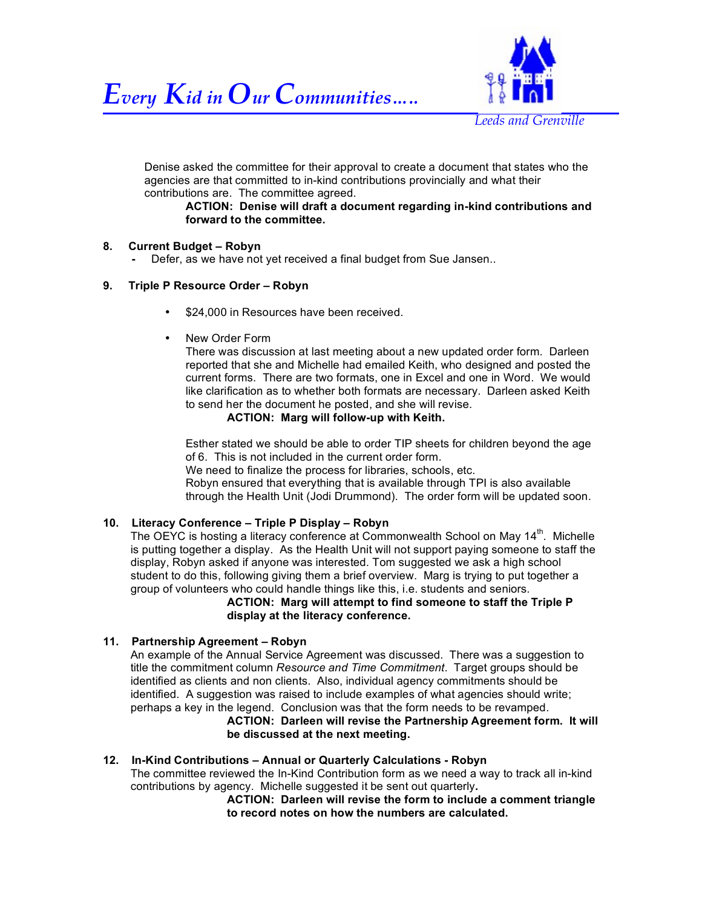Denise asked the committee for their approval to create a document that states who the agencies are that committed to in-kind contributions provincially and what their contributions are. The committee agreed.

**ACTION: Denise will draft a document regarding in-kind contributions and forward to the committee.**

**8. Current Budget – Robyn**

- Defer, as we have not yet received a final budget from Sue Jansen..

**9. Triple P Resource Order – Robyn**

- $24,000 in Resources have been received.

- New Order Form
  There was discussion at last meeting about a new updated order form. Darleen reported that she and Michelle had emailed Keith, who designed and posted the current forms. There are two formats, one in Excel and one in Word. We would like clarification as to whether both formats are necessary. Darleen asked Keith to send her the document he posted, and she will revise.

  **ACTION: Marg will follow-up with Keith.**

  Esther stated we should be able to order TIP sheets for children beyond the age of 6. This is not included in the current order form.
  We need to finalize the process for libraries, schools, etc.
  Robyn ensured that everything that is available through TPI is also available through the Health Unit (Jodi Drummond). The order form will be updated soon.

**10. Literacy Conference – Triple P Display – Robyn**

The OEYC is hosting a literacy conference at Commonwealth School on May 14th. Michelle is putting together a display. As the Health Unit will not support paying someone to staff the display, Robyn asked if anyone was interested. Tom suggested we ask a high school student to do this, following giving them a brief overview. Marg is trying to put together a group of volunteers who could handle things like this, i.e. students and seniors.

**ACTION: Marg will attempt to find someone to staff the Triple P display at the literacy conference.**

**11. Partnership Agreement – Robyn**

An example of the Annual Service Agreement was discussed. There was a suggestion to title the commitment column *Resource and Time Commitment*. Target groups should be identified as clients and non clients. Also, individual agency commitments should be identified. A suggestion was raised to include examples of what agencies should write; perhaps a key in the legend. Conclusion was that the form needs to be revamped.

**ACTION: Darleen will revise the Partnership Agreement form. It will be discussed at the next meeting.**

**12. In-Kind Contributions – Annual or Quarterly Calculations - Robyn**

The committee reviewed the In-Kind Contribution form as we need a way to track all in-kind contributions by agency. Michelle suggested it be sent out quarterly.

**ACTION: Darleen will revise the form to include a comment triangle to record notes on how the numbers are calculated.**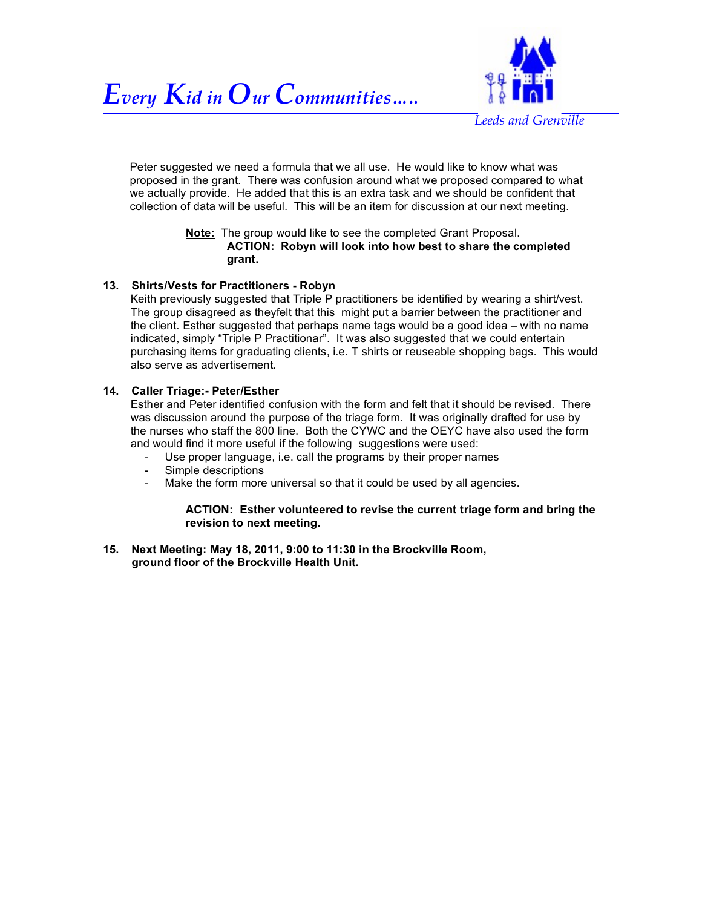Peter suggested we need a formula that we all use. He would like to know what was proposed in the grant. There was confusion around what we proposed compared to what we actually provide. He added that this is an extra task and we should be confident that collection of data will be useful. This will be an item for discussion at our next meeting.

> **Note:** The group would like to see the completed Grant Proposal.
> **ACTION: Robyn will look into how best to share the completed grant.**

**13. Shirts/Vests for Practitioners - Robyn**

Keith previously suggested that Triple P practitioners be identified by wearing a shirt/vest. The group disagreed as theyfelt that this might put a barrier between the practitioner and the client. Esther suggested that perhaps name tags would be a good idea – with no name indicated, simply "Triple P Practitionar". It was also suggested that we could entertain purchasing items for graduating clients, i.e. T shirts or reuseable shopping bags. This would also serve as advertisement.

**14. Caller Triage:- Peter/Esther**

Esther and Peter identified confusion with the form and felt that it should be revised. There was discussion around the purpose of the triage form. It was originally drafted for use by the nurses who staff the 800 line. Both the CYWC and the OEYC have also used the form and would find it more useful if the following suggestions were used:

- Use proper language, i.e. call the programs by their proper names
- Simple descriptions
- Make the form more universal so that it could be used by all agencies.

> **ACTION: Esther volunteered to revise the current triage form and bring the revision to next meeting.**

**15. Next Meeting: May 18, 2011, 9:00 to 11:30 in the Brockville Room, ground floor of the Brockville Health Unit.**